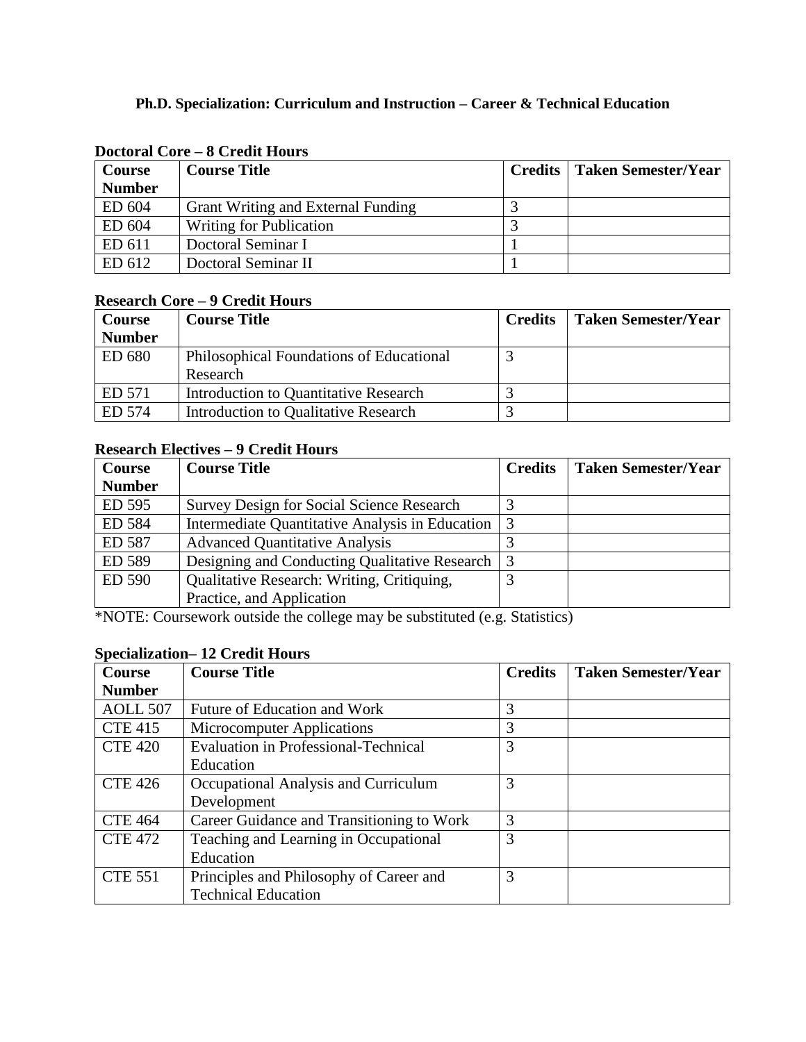# Ph.D. Specialization: Curriculum and Instruction – Career & Technical Education

**Doctoral Core – 8 Credit Hours**

| Course Number | Course Title | Credits | Taken Semester/Year |
|---|---|---|---|
| ED 604 | Grant Writing and External Funding | 3 | |
| ED 604 | Writing for Publication | 3 | |
| ED 611 | Doctoral Seminar I | 1 | |
| ED 612 | Doctoral Seminar II | 1 | |

**Research Core – 9 Credit Hours**

| Course Number | Course Title | Credits | Taken Semester/Year |
|---|---|---|---|
| ED 680 | Philosophical Foundations of Educational Research | 3 | |
| ED 571 | Introduction to Quantitative Research | 3 | |
| ED 574 | Introduction to Qualitative Research | 3 | |

**Research Electives – 9 Credit Hours**

| Course Number | Course Title | Credits | Taken Semester/Year |
|---|---|---|---|
| ED 595 | Survey Design for Social Science Research | 3 | |
| ED 584 | Intermediate Quantitative Analysis in Education | 3 | |
| ED 587 | Advanced Quantitative Analysis | 3 | |
| ED 589 | Designing and Conducting Qualitative Research | 3 | |
| ED 590 | Qualitative Research: Writing, Critiquing, Practice, and Application | 3 | |

*NOTE: Coursework outside the college may be substituted (e.g. Statistics)

**Specialization– 12 Credit Hours**

| Course Number | Course Title | Credits | Taken Semester/Year |
|---|---|---|---|
| AOLL 507 | Future of Education and Work | 3 | |
| CTE 415 | Microcomputer Applications | 3 | |
| CTE 420 | Evaluation in Professional-Technical Education | 3 | |
| CTE 426 | Occupational Analysis and Curriculum Development | 3 | |
| CTE 464 | Career Guidance and Transitioning to Work | 3 | |
| CTE 472 | Teaching and Learning in Occupational Education | 3 | |
| CTE 551 | Principles and Philosophy of Career and Technical Education | 3 | |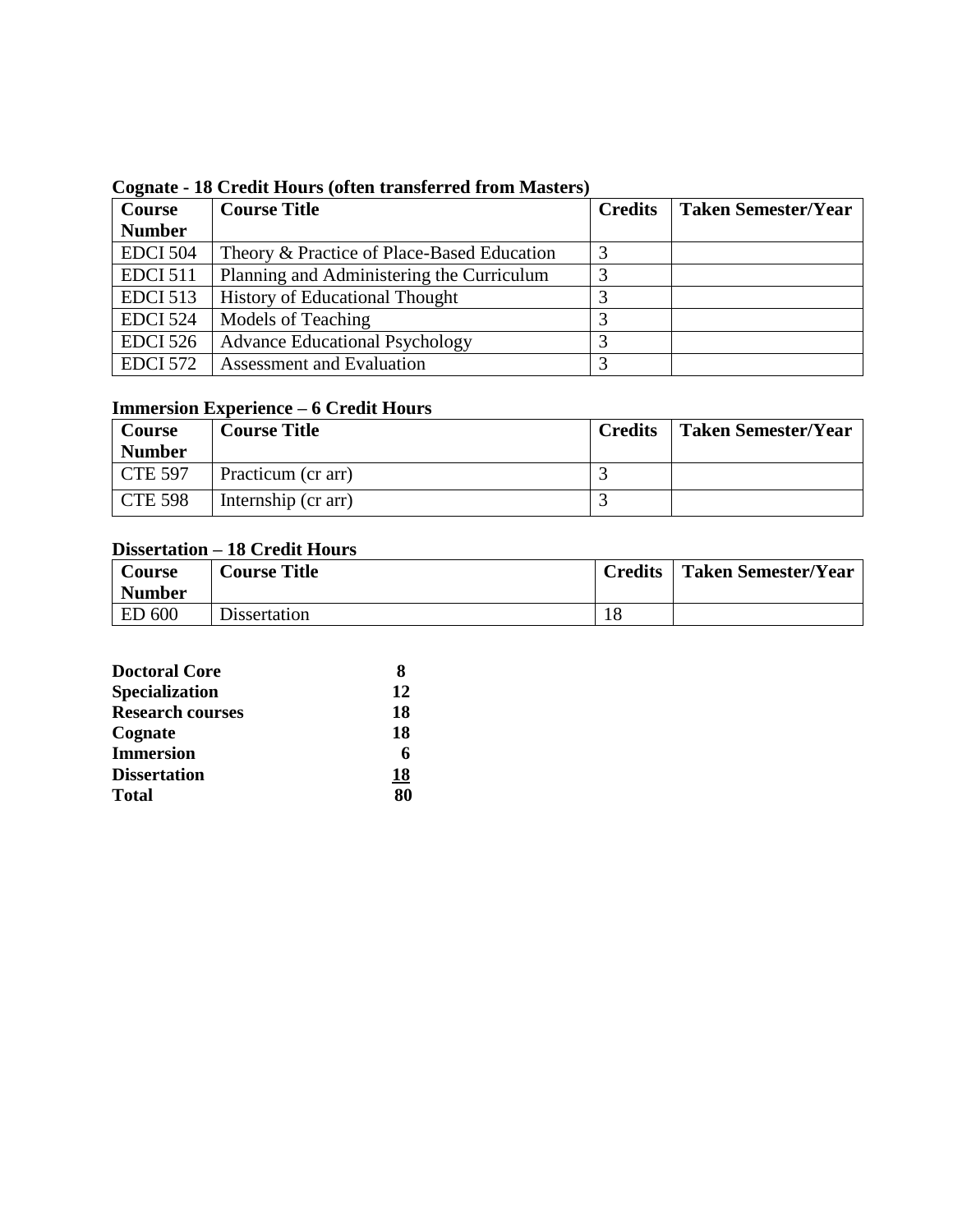**Cognate - 18 Credit Hours (often transferred from Masters)**

| Course Number | Course Title | Credits | Taken Semester/Year |
|---|---|---|---|
| EDCI 504 | Theory & Practice of Place-Based Education | 3 | |
| EDCI 511 | Planning and Administering the Curriculum | 3 | |
| EDCI 513 | History of Educational Thought | 3 | |
| EDCI 524 | Models of Teaching | 3 | |
| EDCI 526 | Advance Educational Psychology | 3 | |
| EDCI 572 | Assessment and Evaluation | 3 | |

**Immersion Experience – 6 Credit Hours**

| Course Number | Course Title | Credits | Taken Semester/Year |
|---|---|---|---|
| CTE 597 | Practicum (cr arr) | 3 | |
| CTE 598 | Internship (cr arr) | 3 | |

**Dissertation – 18 Credit Hours**

| Course Number | Course Title | Credits | Taken Semester/Year |
|---|---|---|---|
| ED 600 | Dissertation | 18 | |

| | |
|---|---|
| **Doctoral Core** | **8** |
| **Specialization** | **12** |
| **Research courses** | **18** |
| **Cognate** | **18** |
| **Immersion** | **6** |
| **Dissertation** | **18** |
| **Total** | **80** |